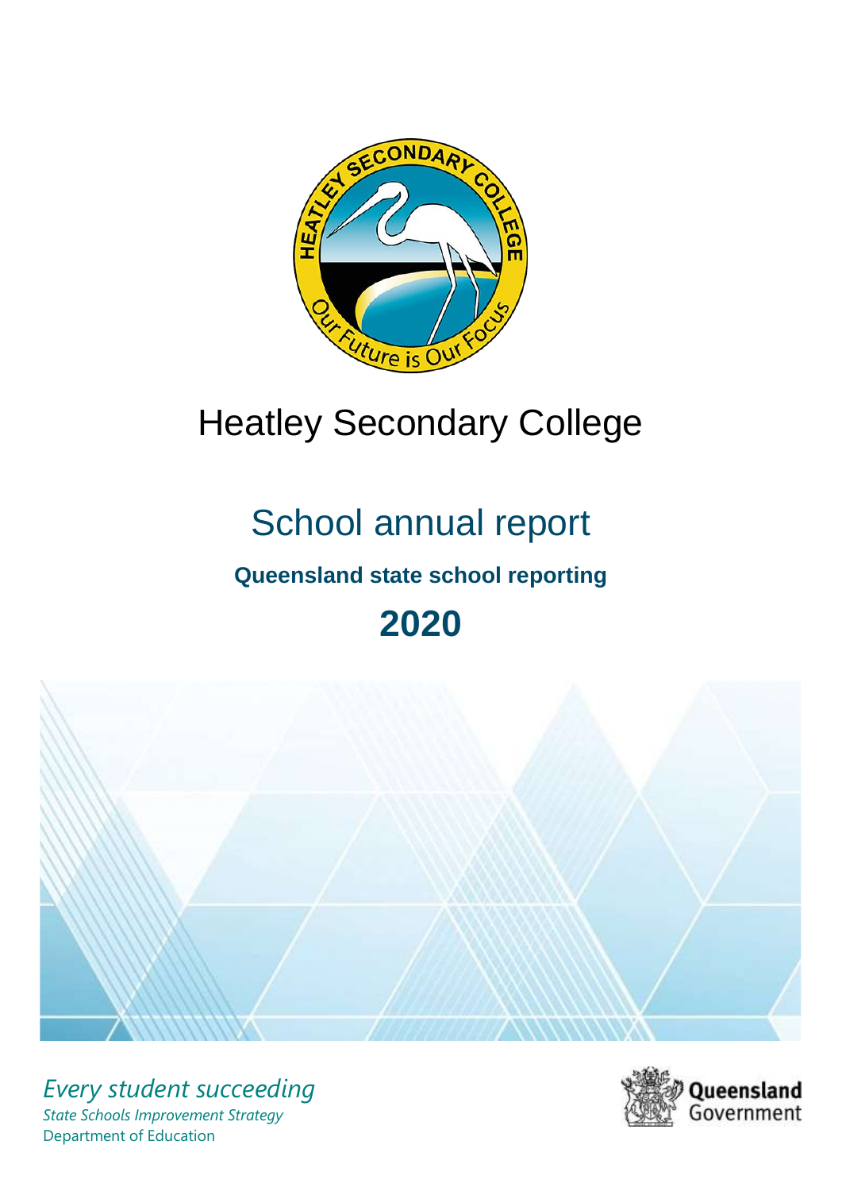# Heatley Secondary College

## School annual report

**Queensland state school reporting**

# 2020

*Every student succeeding*

*State Schools Improvement Strategy*

Department of Education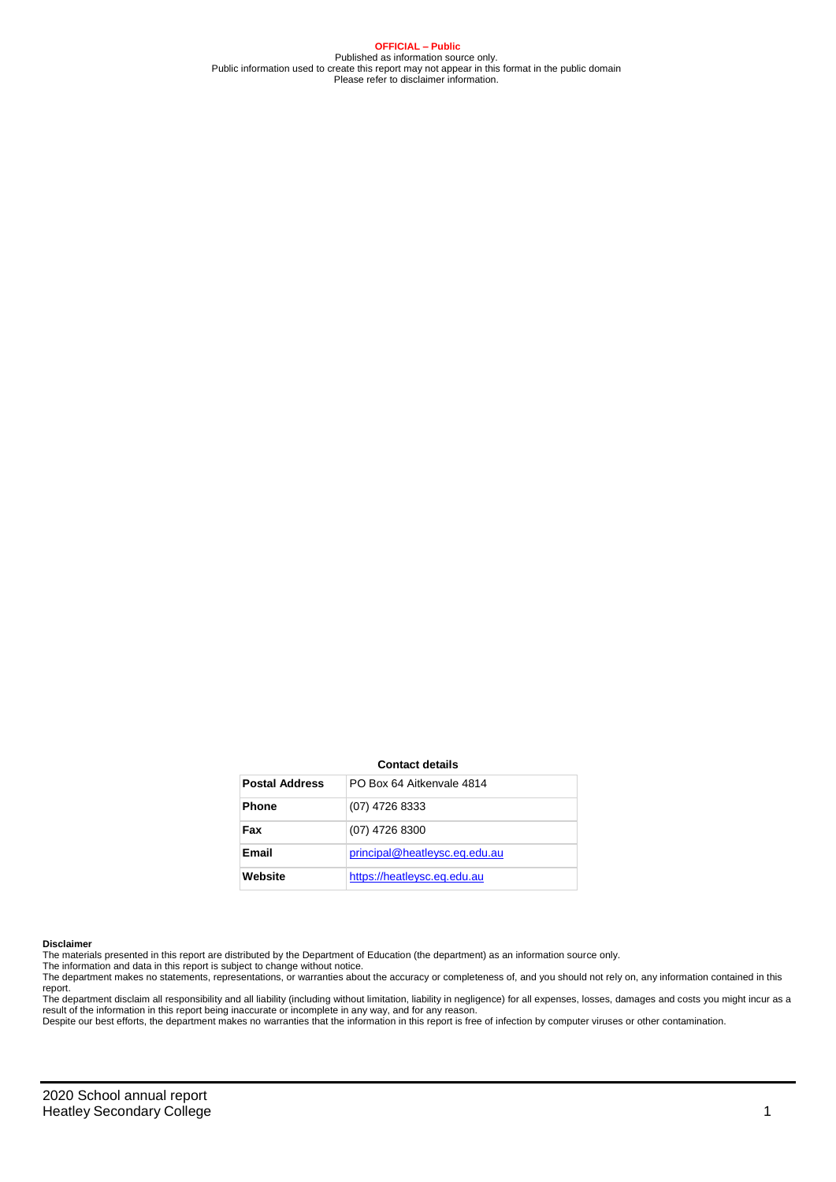**OFFICIAL – Public**

Published as information source only.
Public information used to create this report may not appear in this format in the public domain
Please refer to disclaimer information.

**Contact details**

| **Postal Address** | PO Box 64 Aitkenvale 4814 |
|---|---|
| **Phone** | (07) 4726 8333 |
| **Fax** | (07) 4726 8300 |
| **Email** | principal@heatleysc.eq.edu.au |
| **Website** | https://heatleysc.eq.edu.au |

**Disclaimer**

The materials presented in this report are distributed by the Department of Education (the department) as an information source only.
The information and data in this report is subject to change without notice.
The department makes no statements, representations, or warranties about the accuracy or completeness of, and you should not rely on, any information contained in this report.
The department disclaim all responsibility and all liability (including without limitation, liability in negligence) for all expenses, losses, damages and costs you might incur as a result of the information in this report being inaccurate or incomplete in any way, and for any reason.
Despite our best efforts, the department makes no warranties that the information in this report is free of infection by computer viruses or other contamination.

2020 School annual report
Heatley Secondary College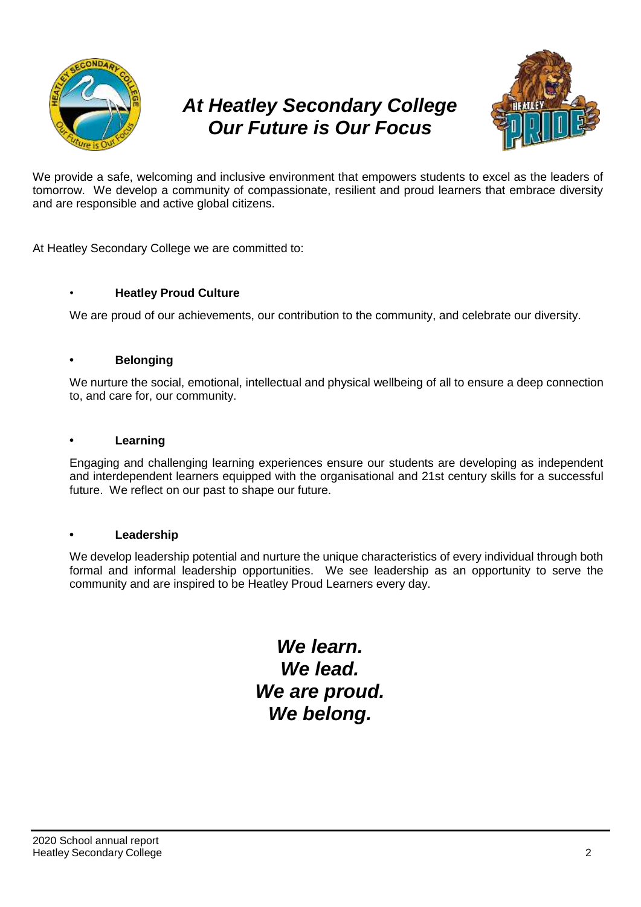# *At Heatley Secondary College Our Future is Our Focus*

We provide a safe, welcoming and inclusive environment that empowers students to excel as the leaders of tomorrow. We develop a community of compassionate, resilient and proud learners that embrace diversity and are responsible and active global citizens.

At Heatley Secondary College we are committed to:

- **Heatley Proud Culture**

  We are proud of our achievements, our contribution to the community, and celebrate our diversity.

- **Belonging**

  We nurture the social, emotional, intellectual and physical wellbeing of all to ensure a deep connection to, and care for, our community.

- **Learning**

  Engaging and challenging learning experiences ensure our students are developing as independent and interdependent learners equipped with the organisational and 21st century skills for a successful future. We reflect on our past to shape our future.

- **Leadership**

  We develop leadership potential and nurture the unique characteristics of every individual through both formal and informal leadership opportunities. We see leadership as an opportunity to serve the community and are inspired to be Heatley Proud Learners every day.

***We learn.***
***We lead.***
***We are proud.***
***We belong.***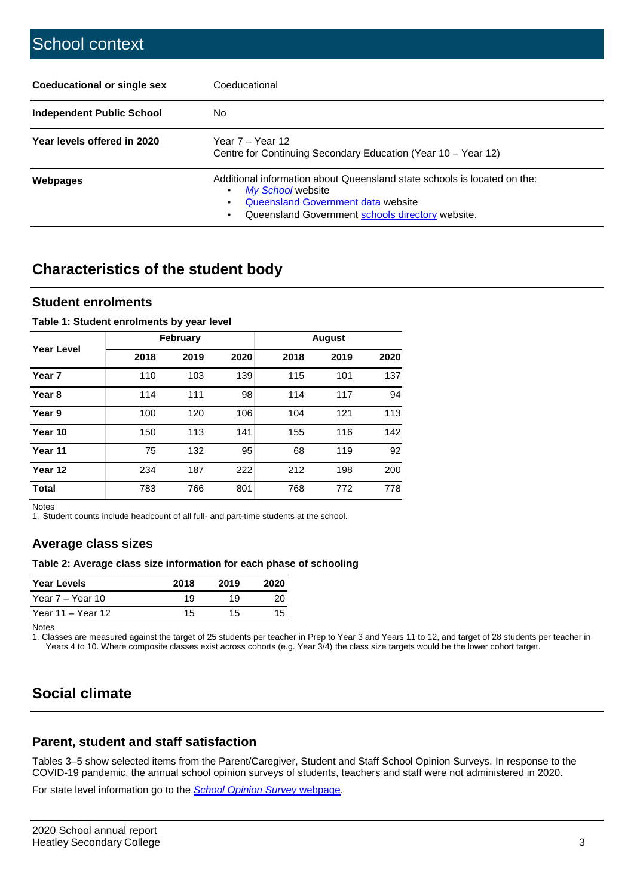# School context

| | |
|---|---|
| **Coeducational or single sex** | Coeducational |
| **Independent Public School** | No |
| **Year levels offered in 2020** | Year 7 – Year 12<br>Centre for Continuing Secondary Education (Year 10 – Year 12) |
| **Webpages** | Additional information about Queensland state schools is located on the:<br>• *My School* website<br>• Queensland Government data website<br>• Queensland Government schools directory website. |

## Characteristics of the student body

### Student enrolments

**Table 1: Student enrolments by year level**

| Year Level | February | | | August | | |
|---|---|---|---|---|---|---|
| | 2018 | 2019 | 2020 | 2018 | 2019 | 2020 |
| **Year 7** | 110 | 103 | 139 | 115 | 101 | 137 |
| **Year 8** | 114 | 111 | 98 | 114 | 117 | 94 |
| **Year 9** | 100 | 120 | 106 | 104 | 121 | 113 |
| **Year 10** | 150 | 113 | 141 | 155 | 116 | 142 |
| **Year 11** | 75 | 132 | 95 | 68 | 119 | 92 |
| **Year 12** | 234 | 187 | 222 | 212 | 198 | 200 |
| **Total** | 783 | 766 | 801 | 768 | 772 | 778 |

Notes

1. Student counts include headcount of all full- and part-time students at the school.

### Average class sizes

**Table 2: Average class size information for each phase of schooling**

| Year Levels | 2018 | 2019 | 2020 |
|---|---|---|---|
| Year 7 – Year 10 | 19 | 19 | 20 |
| Year 11 – Year 12 | 15 | 15 | 15 |

Notes

1. Classes are measured against the target of 25 students per teacher in Prep to Year 3 and Years 11 to 12, and target of 28 students per teacher in Years 4 to 10. Where composite classes exist across cohorts (e.g. Year 3/4) the class size targets would be the lower cohort target.

## Social climate

### Parent, student and staff satisfaction

Tables 3–5 show selected items from the Parent/Caregiver, Student and Staff School Opinion Surveys. In response to the COVID-19 pandemic, the annual school opinion surveys of students, teachers and staff were not administered in 2020.

For state level information go to the *School Opinion Survey* webpage.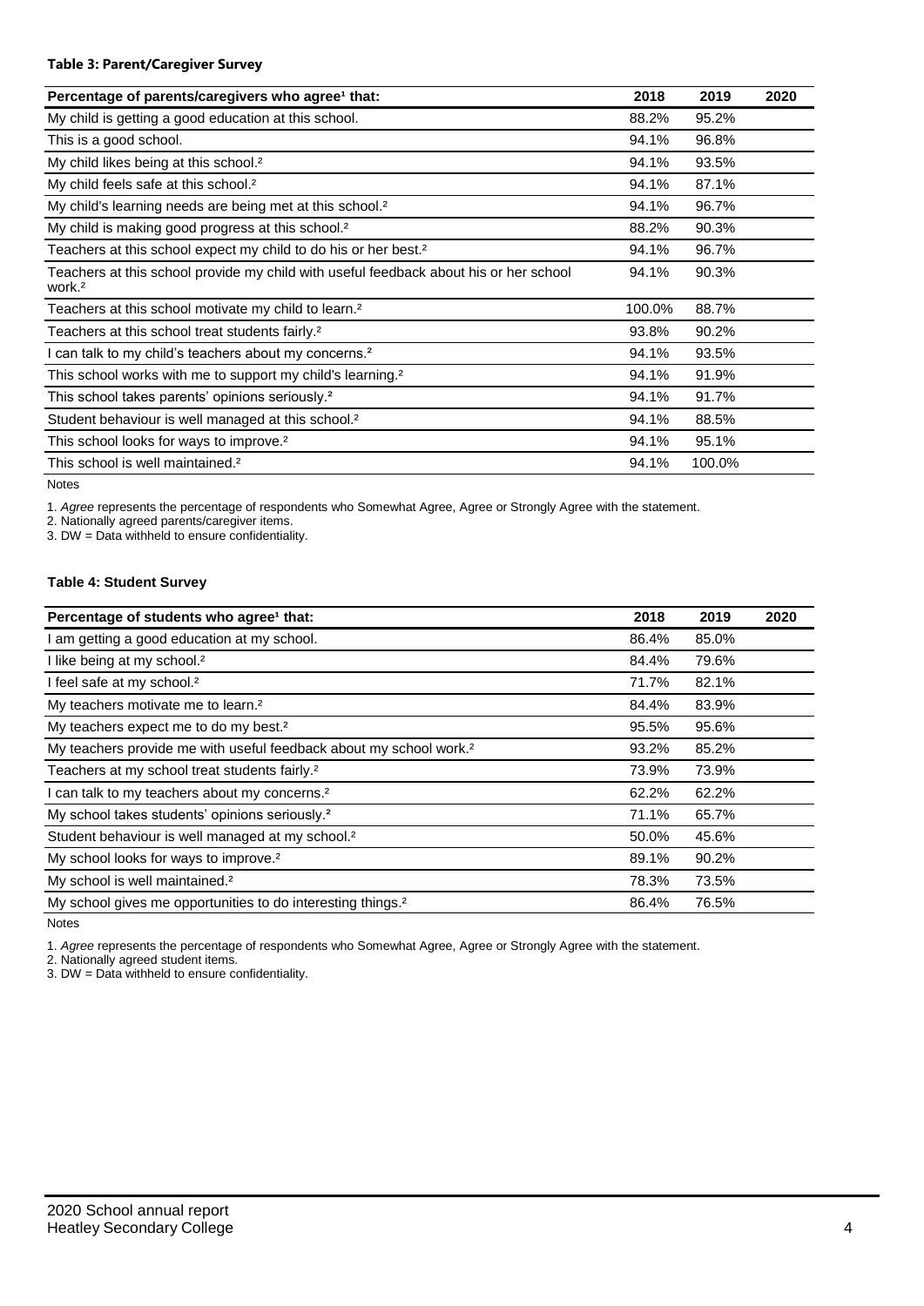#### Table 3: Parent/Caregiver Survey

| Percentage of parents/caregivers who agree[1] that: | 2018 | 2019 | 2020 |
|---|---|---|---|
| My child is getting a good education at this school. | 88.2% | 95.2% | |
| This is a good school. | 94.1% | 96.8% | |
| My child likes being at this school.[2] | 94.1% | 93.5% | |
| My child feels safe at this school.[2] | 94.1% | 87.1% | |
| My child's learning needs are being met at this school.[2] | 94.1% | 96.7% | |
| My child is making good progress at this school.[2] | 88.2% | 90.3% | |
| Teachers at this school expect my child to do his or her best.[2] | 94.1% | 96.7% | |
| Teachers at this school provide my child with useful feedback about his or her school work.[2] | 94.1% | 90.3% | |
| Teachers at this school motivate my child to learn.[2] | 100.0% | 88.7% | |
| Teachers at this school treat students fairly.[2] | 93.8% | 90.2% | |
| I can talk to my child's teachers about my concerns.[2] | 94.1% | 93.5% | |
| This school works with me to support my child's learning.[2] | 94.1% | 91.9% | |
| This school takes parents' opinions seriously.[2] | 94.1% | 91.7% | |
| Student behaviour is well managed at this school.[2] | 94.1% | 88.5% | |
| This school looks for ways to improve.[2] | 94.1% | 95.1% | |
| This school is well maintained.[2] | 94.1% | 100.0% | |

Notes

1. *Agree* represents the percentage of respondents who Somewhat Agree, Agree or Strongly Agree with the statement.
2. Nationally agreed parents/caregiver items.
3. DW = Data withheld to ensure confidentiality.

#### Table 4: Student Survey

| Percentage of students who agree[1] that: | 2018 | 2019 | 2020 |
|---|---|---|---|
| I am getting a good education at my school. | 86.4% | 85.0% | |
| I like being at my school.[2] | 84.4% | 79.6% | |
| I feel safe at my school.[2] | 71.7% | 82.1% | |
| My teachers motivate me to learn.[2] | 84.4% | 83.9% | |
| My teachers expect me to do my best.[2] | 95.5% | 95.6% | |
| My teachers provide me with useful feedback about my school work.[2] | 93.2% | 85.2% | |
| Teachers at my school treat students fairly.[2] | 73.9% | 73.9% | |
| I can talk to my teachers about my concerns.[2] | 62.2% | 62.2% | |
| My school takes students' opinions seriously.[2] | 71.1% | 65.7% | |
| Student behaviour is well managed at my school.[2] | 50.0% | 45.6% | |
| My school looks for ways to improve.[2] | 89.1% | 90.2% | |
| My school is well maintained.[2] | 78.3% | 73.5% | |
| My school gives me opportunities to do interesting things.[2] | 86.4% | 76.5% | |

Notes

1. *Agree* represents the percentage of respondents who Somewhat Agree, Agree or Strongly Agree with the statement.
2. Nationally agreed student items.
3. DW = Data withheld to ensure confidentiality.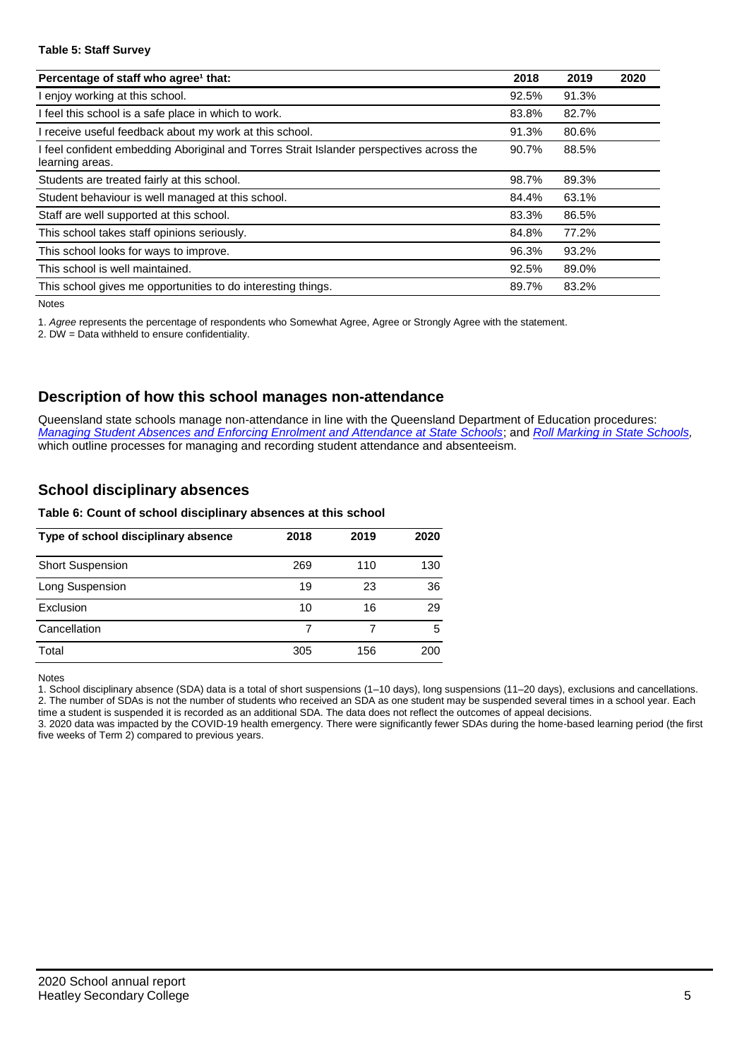**Table 5: Staff Survey**

| Percentage of staff who agree[1] that: | 2018 | 2019 | 2020 |
|---|---|---|---|
| I enjoy working at this school. | 92.5% | 91.3% | |
| I feel this school is a safe place in which to work. | 83.8% | 82.7% | |
| I receive useful feedback about my work at this school. | 91.3% | 80.6% | |
| I feel confident embedding Aboriginal and Torres Strait Islander perspectives across the learning areas. | 90.7% | 88.5% | |
| Students are treated fairly at this school. | 98.7% | 89.3% | |
| Student behaviour is well managed at this school. | 84.4% | 63.1% | |
| Staff are well supported at this school. | 83.3% | 86.5% | |
| This school takes staff opinions seriously. | 84.8% | 77.2% | |
| This school looks for ways to improve. | 96.3% | 93.2% | |
| This school is well maintained. | 92.5% | 89.0% | |
| This school gives me opportunities to do interesting things. | 89.7% | 83.2% | |

Notes

1. *Agree* represents the percentage of respondents who Somewhat Agree, Agree or Strongly Agree with the statement.
2. DW = Data withheld to ensure confidentiality.

## Description of how this school manages non-attendance

Queensland state schools manage non-attendance in line with the Queensland Department of Education procedures: *Managing Student Absences and Enforcing Enrolment and Attendance at State Schools*; and *Roll Marking in State Schools,* which outline processes for managing and recording student attendance and absenteeism.

## School disciplinary absences

**Table 6: Count of school disciplinary absences at this school**

| Type of school disciplinary absence | 2018 | 2019 | 2020 |
|---|---|---|---|
| Short Suspension | 269 | 110 | 130 |
| Long Suspension | 19 | 23 | 36 |
| Exclusion | 10 | 16 | 29 |
| Cancellation | 7 | 7 | 5 |
| Total | 305 | 156 | 200 |

Notes

1. School disciplinary absence (SDA) data is a total of short suspensions (1–10 days), long suspensions (11–20 days), exclusions and cancellations.
2. The number of SDAs is not the number of students who received an SDA as one student may be suspended several times in a school year. Each time a student is suspended it is recorded as an additional SDA. The data does not reflect the outcomes of appeal decisions.
3. 2020 data was impacted by the COVID-19 health emergency. There were significantly fewer SDAs during the home-based learning period (the first five weeks of Term 2) compared to previous years.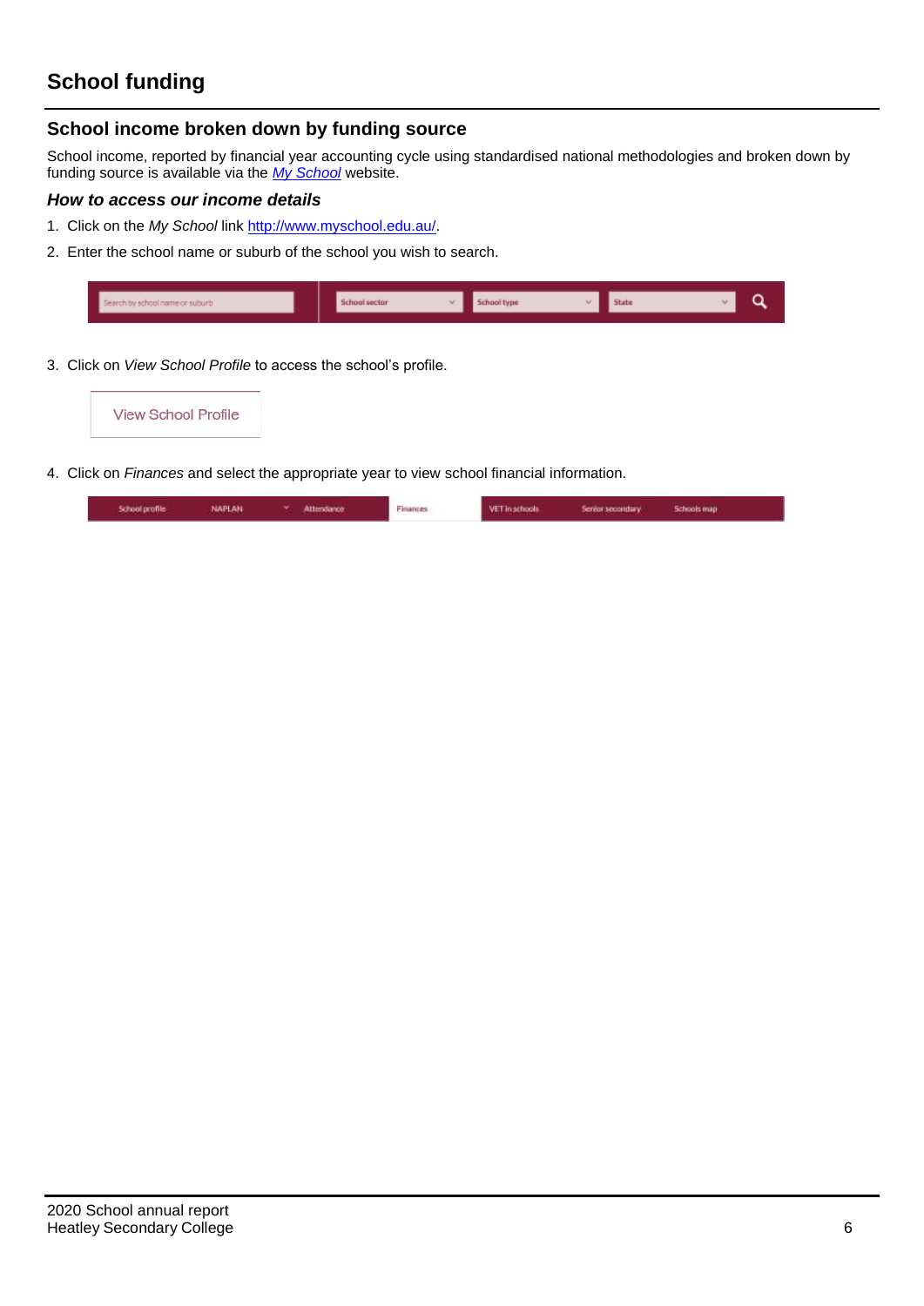# School funding

## School income broken down by funding source

School income, reported by financial year accounting cycle using standardised national methodologies and broken down by funding source is available via the [*My School*](http://www.myschool.edu.au/) website.

### *How to access our income details*

1. Click on the *My School* link [http://www.myschool.edu.au/](http://www.myschool.edu.au/).
2. Enter the school name or suburb of the school you wish to search.
3. Click on *View School Profile* to access the school's profile.
4. Click on *Finances* and select the appropriate year to view school financial information.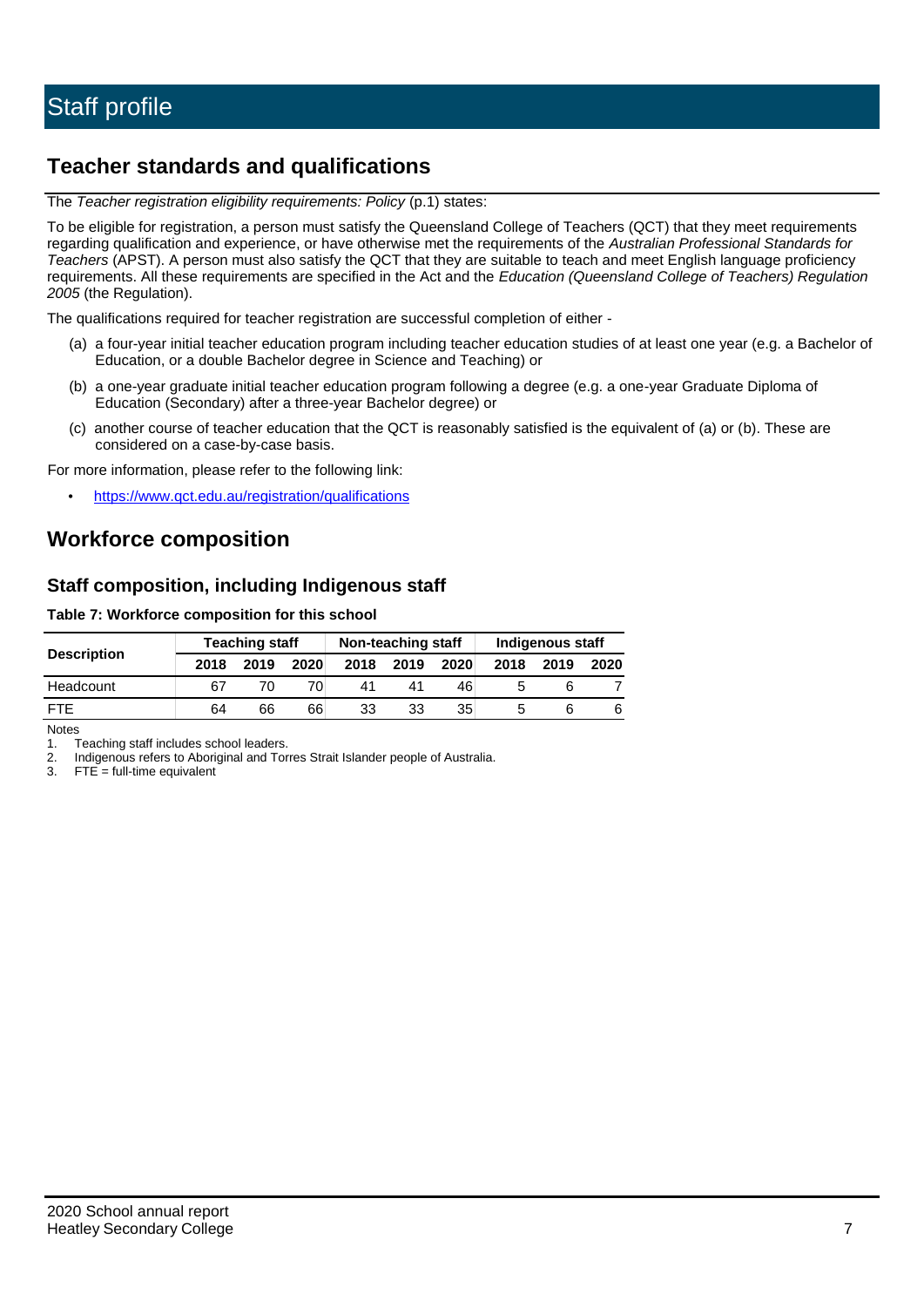# Staff profile

## Teacher standards and qualifications

The *Teacher registration eligibility requirements: Policy* (p.1) states:

To be eligible for registration, a person must satisfy the Queensland College of Teachers (QCT) that they meet requirements regarding qualification and experience, or have otherwise met the requirements of the *Australian Professional Standards for Teachers* (APST). A person must also satisfy the QCT that they are suitable to teach and meet English language proficiency requirements. All these requirements are specified in the Act and the *Education (Queensland College of Teachers) Regulation 2005* (the Regulation).

The qualifications required for teacher registration are successful completion of either -

(a) a four-year initial teacher education program including teacher education studies of at least one year (e.g. a Bachelor of Education, or a double Bachelor degree in Science and Teaching) or

(b) a one-year graduate initial teacher education program following a degree (e.g. a one-year Graduate Diploma of Education (Secondary) after a three-year Bachelor degree) or

(c) another course of teacher education that the QCT is reasonably satisfied is the equivalent of (a) or (b). These are considered on a case-by-case basis.

For more information, please refer to the following link:

- https://www.qct.edu.au/registration/qualifications

## Workforce composition

### Staff composition, including Indigenous staff

**Table 7: Workforce composition for this school**

| Description | Teaching staff | | | Non-teaching staff | | | Indigenous staff | | |
|---|---|---|---|---|---|---|---|---|---|
| | 2018 | 2019 | 2020 | 2018 | 2019 | 2020 | 2018 | 2019 | 2020 |
| Headcount | 67 | 70 | 70 | 41 | 41 | 46 | 5 | 6 | 7 |
| FTE | 64 | 66 | 66 | 33 | 33 | 35 | 5 | 6 | 6 |

Notes

1. Teaching staff includes school leaders.
2. Indigenous refers to Aboriginal and Torres Strait Islander people of Australia.
3. FTE = full-time equivalent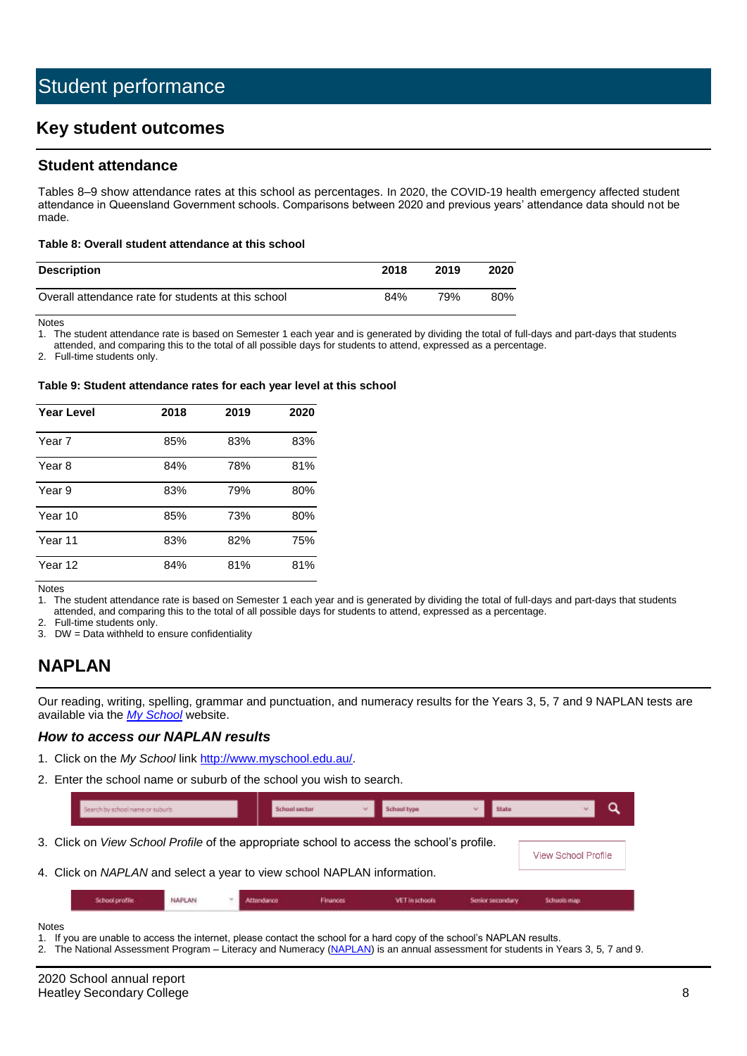# Student performance

## Key student outcomes

### Student attendance

Tables 8–9 show attendance rates at this school as percentages. In 2020, the COVID-19 health emergency affected student attendance in Queensland Government schools. Comparisons between 2020 and previous years' attendance data should not be made.

**Table 8: Overall student attendance at this school**

| Description | 2018 | 2019 | 2020 |
|---|---|---|---|
| Overall attendance rate for students at this school | 84% | 79% | 80% |

Notes
1. The student attendance rate is based on Semester 1 each year and is generated by dividing the total of full-days and part-days that students attended, and comparing this to the total of all possible days for students to attend, expressed as a percentage.
2. Full-time students only.

**Table 9: Student attendance rates for each year level at this school**

| Year Level | 2018 | 2019 | 2020 |
|---|---|---|---|
| Year 7 | 85% | 83% | 83% |
| Year 8 | 84% | 78% | 81% |
| Year 9 | 83% | 79% | 80% |
| Year 10 | 85% | 73% | 80% |
| Year 11 | 83% | 82% | 75% |
| Year 12 | 84% | 81% | 81% |

Notes
1. The student attendance rate is based on Semester 1 each year and is generated by dividing the total of full-days and part-days that students attended, and comparing this to the total of all possible days for students to attend, expressed as a percentage.
2. Full-time students only.
3. DW = Data withheld to ensure confidentiality

## NAPLAN

Our reading, writing, spelling, grammar and punctuation, and numeracy results for the Years 3, 5, 7 and 9 NAPLAN tests are available via the *My School* website.

### *How to access our NAPLAN results*

1. Click on the *My School* link http://www.myschool.edu.au/.
2. Enter the school name or suburb of the school you wish to search.
3. Click on *View School Profile* of the appropriate school to access the school's profile.
4. Click on *NAPLAN* and select a year to view school NAPLAN information.

Notes
1. If you are unable to access the internet, please contact the school for a hard copy of the school's NAPLAN results.
2. The National Assessment Program – Literacy and Numeracy (NAPLAN) is an annual assessment for students in Years 3, 5, 7 and 9.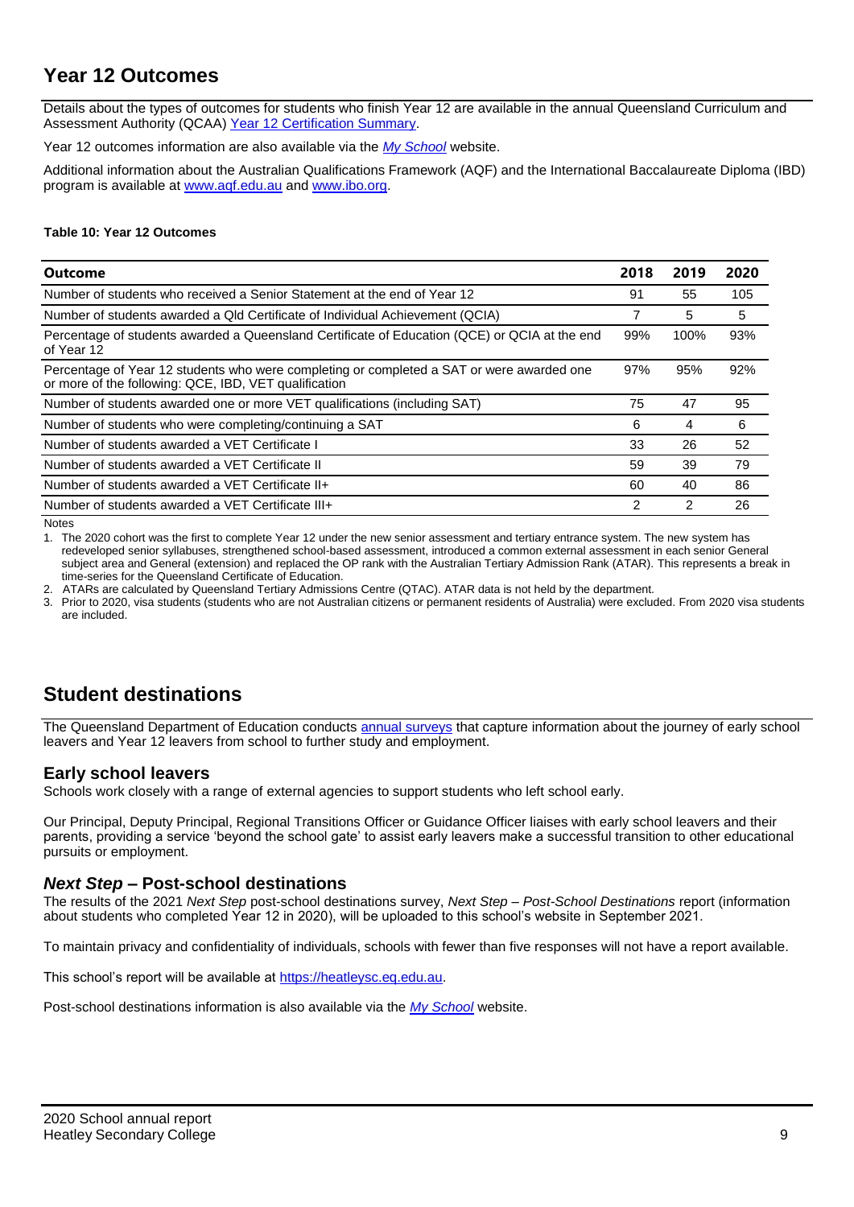## Year 12 Outcomes

Details about the types of outcomes for students who finish Year 12 are available in the annual Queensland Curriculum and Assessment Authority (QCAA) Year 12 Certification Summary.

Year 12 outcomes information are also available via the *My School* website.

Additional information about the Australian Qualifications Framework (AQF) and the International Baccalaureate Diploma (IBD) program is available at www.aqf.edu.au and www.ibo.org.

**Table 10: Year 12 Outcomes**

| Outcome | 2018 | 2019 | 2020 |
|---|---|---|---|
| Number of students who received a Senior Statement at the end of Year 12 | 91 | 55 | 105 |
| Number of students awarded a Qld Certificate of Individual Achievement (QCIA) | 7 | 5 | 5 |
| Percentage of students awarded a Queensland Certificate of Education (QCE) or QCIA at the end of Year 12 | 99% | 100% | 93% |
| Percentage of Year 12 students who were completing or completed a SAT or were awarded one or more of the following: QCE, IBD, VET qualification | 97% | 95% | 92% |
| Number of students awarded one or more VET qualifications (including SAT) | 75 | 47 | 95 |
| Number of students who were completing/continuing a SAT | 6 | 4 | 6 |
| Number of students awarded a VET Certificate I | 33 | 26 | 52 |
| Number of students awarded a VET Certificate II | 59 | 39 | 79 |
| Number of students awarded a VET Certificate II+ | 60 | 40 | 86 |
| Number of students awarded a VET Certificate III+ | 2 | 2 | 26 |

Notes

1. The 2020 cohort was the first to complete Year 12 under the new senior assessment and tertiary entrance system. The new system has redeveloped senior syllabuses, strengthened school-based assessment, introduced a common external assessment in each senior General subject area and General (extension) and replaced the OP rank with the Australian Tertiary Admission Rank (ATAR). This represents a break in time-series for the Queensland Certificate of Education.
2. ATARs are calculated by Queensland Tertiary Admissions Centre (QTAC). ATAR data is not held by the department.
3. Prior to 2020, visa students (students who are not Australian citizens or permanent residents of Australia) were excluded. From 2020 visa students are included.

## Student destinations

The Queensland Department of Education conducts annual surveys that capture information about the journey of early school leavers and Year 12 leavers from school to further study and employment.

### Early school leavers

Schools work closely with a range of external agencies to support students who left school early.

Our Principal, Deputy Principal, Regional Transitions Officer or Guidance Officer liaises with early school leavers and their parents, providing a service 'beyond the school gate' to assist early leavers make a successful transition to other educational pursuits or employment.

### *Next Step* – Post-school destinations

The results of the 2021 *Next Step* post-school destinations survey, *Next Step – Post-School Destinations* report (information about students who completed Year 12 in 2020), will be uploaded to this school's website in September 2021.

To maintain privacy and confidentiality of individuals, schools with fewer than five responses will not have a report available.

This school's report will be available at https://heatleysc.eq.edu.au.

Post-school destinations information is also available via the *My School* website.